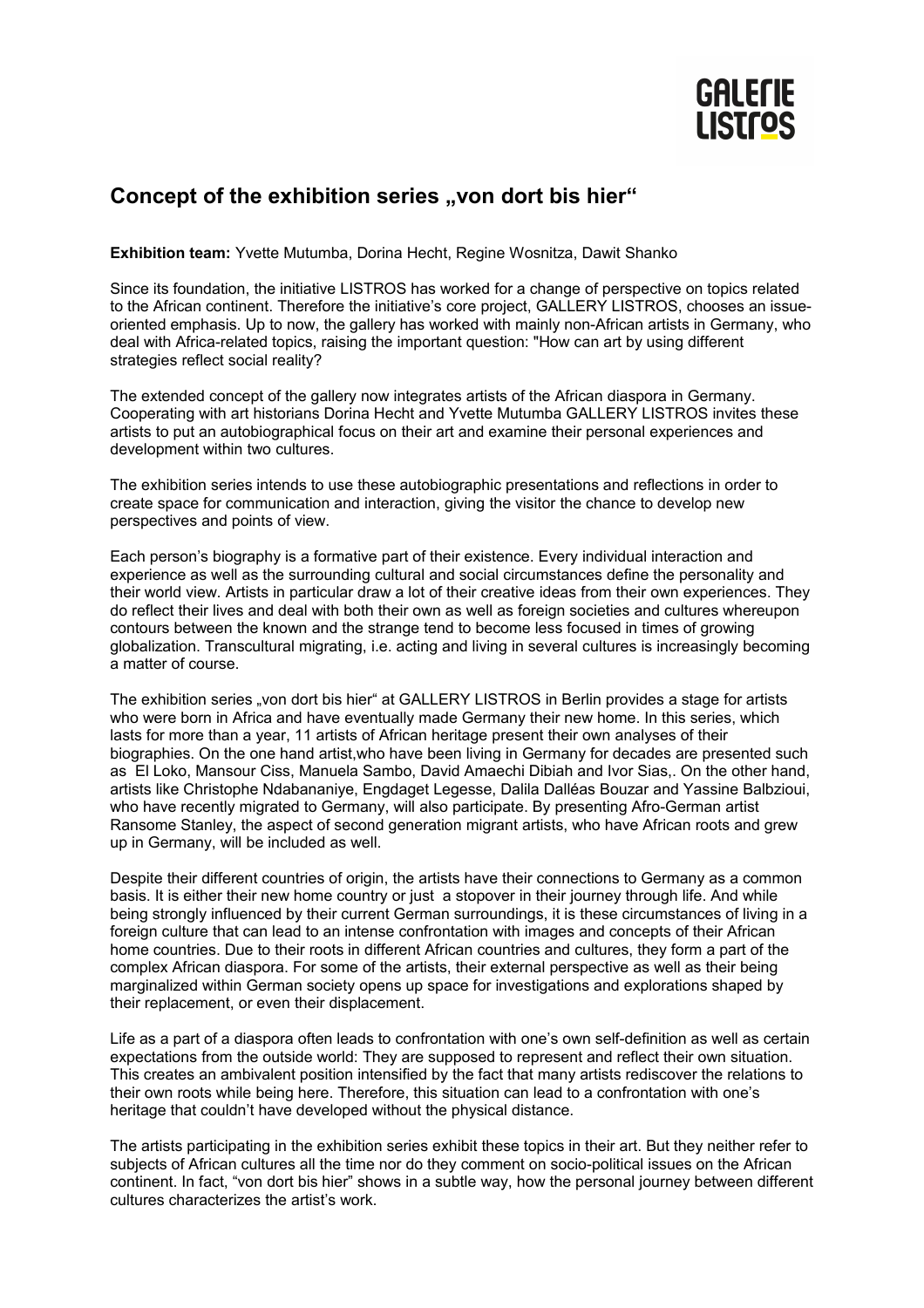GALERIE LISTROS

## Concept of the exhibition series „von dort bis hier“

**Exhibition team:** Yvette Mutumba, Dorina Hecht, Regine Wosnitza, Dawit Shanko

Since its foundation, the initiative LISTROS has worked for a change of perspective on topics related to the African continent. Therefore the initiative's core project, GALLERY LISTROS, chooses an issue-oriented emphasis. Up to now, the gallery has worked with mainly non-African artists in Germany, who deal with Africa-related topics, raising the important question: "How can art by using different strategies reflect social reality?

The extended concept of the gallery now integrates artists of the African diaspora in Germany. Cooperating with art historians Dorina Hecht and Yvette Mutumba GALLERY LISTROS invites these artists to put an autobiographical focus on their art and examine their personal experiences and development within two cultures.

The exhibition series intends to use these autobiographic presentations and reflections in order to create space for communication and interaction, giving the visitor the chance to develop new perspectives and points of view.

Each person's biography is a formative part of their existence. Every individual interaction and experience as well as the surrounding cultural and social circumstances define the personality and their world view. Artists in particular draw a lot of their creative ideas from their own experiences. They do reflect their lives and deal with both their own as well as foreign societies and cultures whereupon contours between the known and the strange tend to become less focused in times of growing globalization. Transcultural migrating, i.e. acting and living in several cultures is increasingly becoming a matter of course.

The exhibition series „von dort bis hier“ at GALLERY LISTROS in Berlin provides a stage for artists who were born in Africa and have eventually made Germany their new home. In this series, which lasts for more than a year, 11 artists of African heritage present their own analyses of their biographies. On the one hand artist,who have been living in Germany for decades are presented such as El Loko, Mansour Ciss, Manuela Sambo, David Amaechi Dibiah and Ivor Sias,. On the other hand, artists like Christophe Ndabananiye, Engdaget Legesse, Dalila Dalléas Bouzar and Yassine Balbzioui, who have recently migrated to Germany, will also participate. By presenting Afro-German artist Ransome Stanley, the aspect of second generation migrant artists, who have African roots and grew up in Germany, will be included as well.

Despite their different countries of origin, the artists have their connections to Germany as a common basis. It is either their new home country or just a stopover in their journey through life. And while being strongly influenced by their current German surroundings, it is these circumstances of living in a foreign culture that can lead to an intense confrontation with images and concepts of their African home countries. Due to their roots in different African countries and cultures, they form a part of the complex African diaspora. For some of the artists, their external perspective as well as their being marginalized within German society opens up space for investigations and explorations shaped by their replacement, or even their displacement.

Life as a part of a diaspora often leads to confrontation with one's own self-definition as well as certain expectations from the outside world: They are supposed to represent and reflect their own situation. This creates an ambivalent position intensified by the fact that many artists rediscover the relations to their own roots while being here. Therefore, this situation can lead to a confrontation with one's heritage that couldn't have developed without the physical distance.

The artists participating in the exhibition series exhibit these topics in their art. But they neither refer to subjects of African cultures all the time nor do they comment on socio-political issues on the African continent. In fact, "von dort bis hier" shows in a subtle way, how the personal journey between different cultures characterizes the artist's work.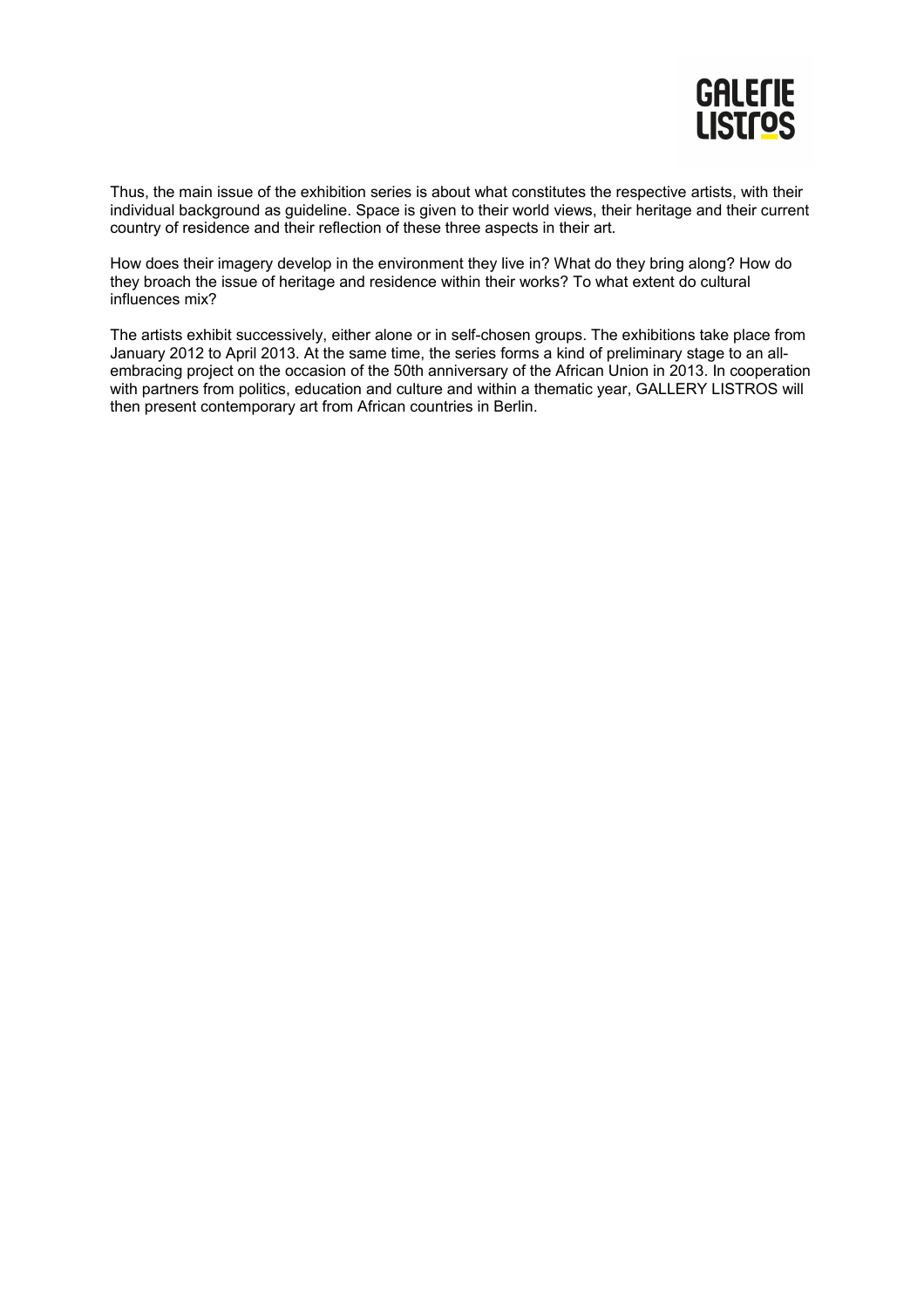Thus, the main issue of the exhibition series is about what constitutes the respective artists, with their individual background as guideline. Space is given to their world views, their heritage and their current country of residence and their reflection of these three aspects in their art.

How does their imagery develop in the environment they live in? What do they bring along? How do they broach the issue of heritage and residence within their works? To what extent do cultural influences mix?

The artists exhibit successively, either alone or in self-chosen groups. The exhibitions take place from January 2012 to April 2013. At the same time, the series forms a kind of preliminary stage to an all-embracing project on the occasion of the 50th anniversary of the African Union in 2013. In cooperation with partners from politics, education and culture and within a thematic year, GALLERY LISTROS will then present contemporary art from African countries in Berlin.